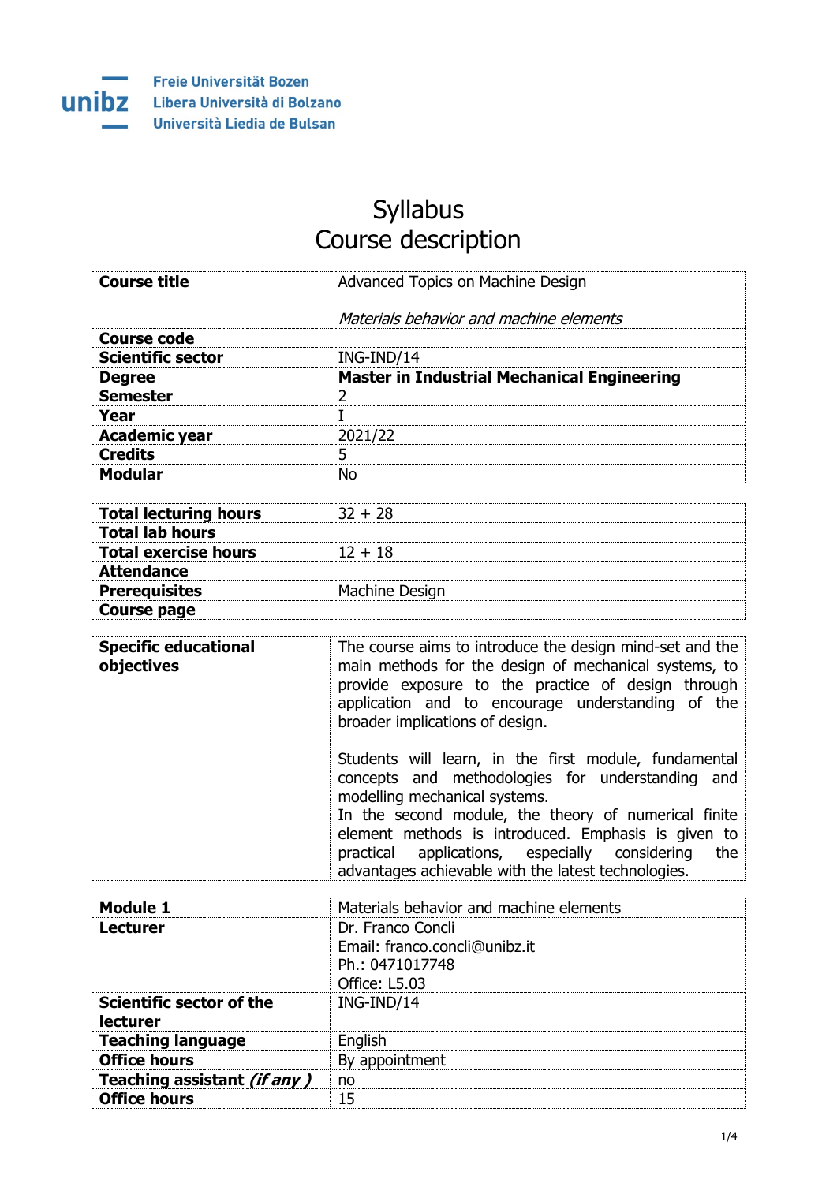Freie Universität Bozen
Libera Università di Bolzano
Università Liedia de Bulsan

# Syllabus
# Course description

| | |
|---|---|
| **Course title** | Advanced Topics on Machine Design<br><br>*Materials behavior and machine elements* |
| **Course code** | |
| **Scientific sector** | ING-IND/14 |
| **Degree** | **Master in Industrial Mechanical Engineering** |
| **Semester** | 2 |
| **Year** | I |
| **Academic year** | 2021/22 |
| **Credits** | 5 |
| **Modular** | No |

| | |
|---|---|
| **Total lecturing hours** | 32 + 28 |
| **Total lab hours** | |
| **Total exercise hours** | 12 + 18 |
| **Attendance** | |
| **Prerequisites** | Machine Design |
| **Course page** | |

| | |
|---|---|
| **Specific educational objectives** | The course aims to introduce the design mind-set and the main methods for the design of mechanical systems, to provide exposure to the practice of design through application and to encourage understanding of the broader implications of design.<br><br>Students will learn, in the first module, fundamental concepts and methodologies for understanding and modelling mechanical systems.<br>In the second module, the theory of numerical finite element methods is introduced. Emphasis is given to practical applications, especially considering the advantages achievable with the latest technologies. |

| | |
|---|---|
| **Module 1** | Materials behavior and machine elements |
| **Lecturer** | Dr. Franco Concli<br>Email: franco.concli@unibz.it<br>Ph.: 0471017748<br>Office: L5.03 |
| **Scientific sector of the lecturer** | ING-IND/14 |
| **Teaching language** | English |
| **Office hours** | By appointment |
| **Teaching assistant *(if any )*** | no |
| **Office hours** | 15 |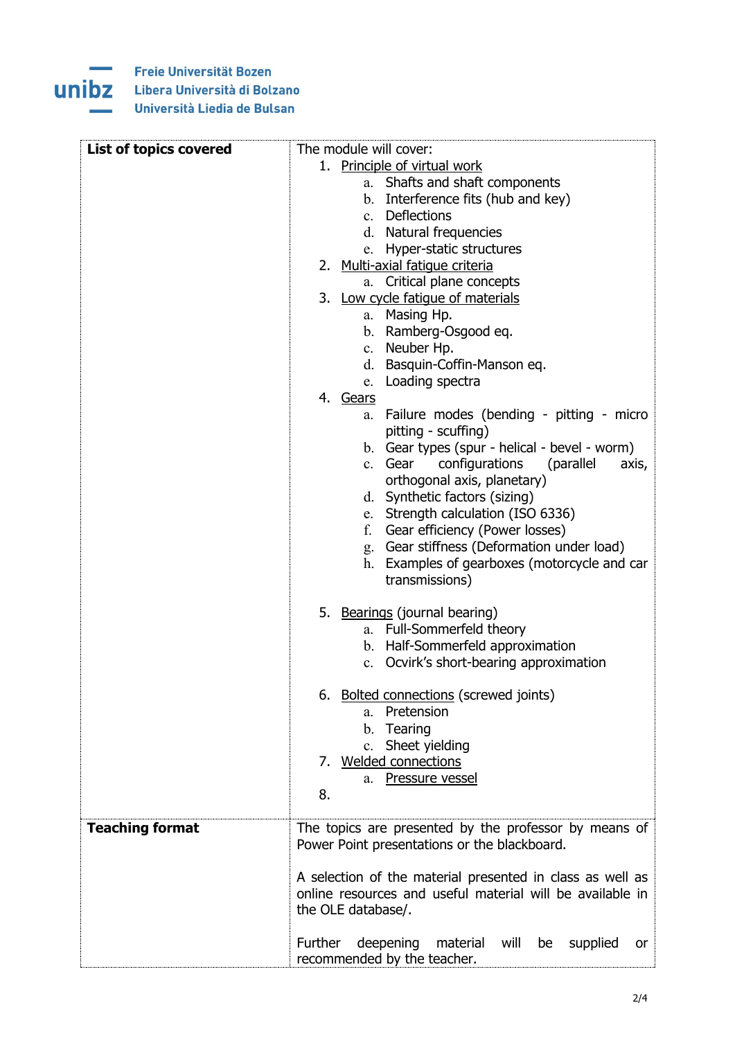| List of topics covered | The module will cover:<br>1. Principle of virtual work<br>    a. Shafts and shaft components<br>    b. Interference fits (hub and key)<br>    c. Deflections<br>    d. Natural frequencies<br>    e. Hyper-static structures<br>2. Multi-axial fatigue criteria<br>    a. Critical plane concepts<br>3. Low cycle fatigue of materials<br>    a. Masing Hp.<br>    b. Ramberg-Osgood eq.<br>    c. Neuber Hp.<br>    d. Basquin-Coffin-Manson eq.<br>    e. Loading spectra<br>4. Gears<br>    a. Failure modes (bending - pitting - micro pitting - scuffing)<br>    b. Gear types (spur - helical - bevel - worm)<br>    c. Gear configurations (parallel axis, orthogonal axis, planetary)<br>    d. Synthetic factors (sizing)<br>    e. Strength calculation (ISO 6336)<br>    f. Gear efficiency (Power losses)<br>    g. Gear stiffness (Deformation under load)<br>    h. Examples of gearboxes (motorcycle and car transmissions)<br><br>5. Bearings (journal bearing)<br>    a. Full-Sommerfeld theory<br>    b. Half-Sommerfeld approximation<br>    c. Ocvirk's short-bearing approximation<br><br>6. Bolted connections (screwed joints)<br>    a. Pretension<br>    b. Tearing<br>    c. Sheet yielding<br>7. Welded connections<br>    a. Pressure vessel<br>8. |
|---|---|
| **Teaching format** | The topics are presented by the professor by means of Power Point presentations or the blackboard.<br><br>A selection of the material presented in class as well as online resources and useful material will be available in the OLE database/.<br><br>Further deepening material will be supplied or recommended by the teacher. |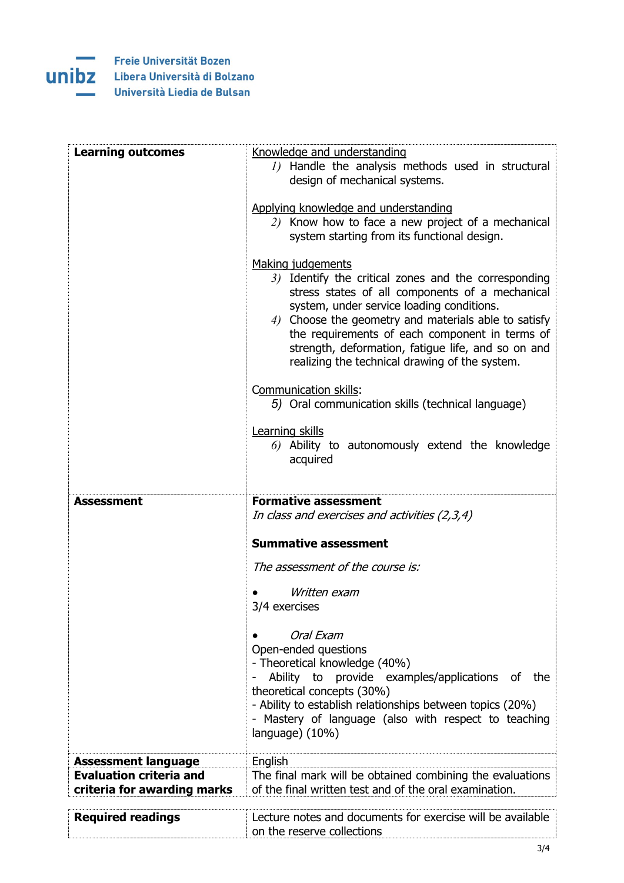| | |
|---|---|
| **Learning outcomes** | <u>Knowledge and understanding</u><br>1) Handle the analysis methods used in structural design of mechanical systems.<br><br><u>Applying knowledge and understanding</u><br>2) Know how to face a new project of a mechanical system starting from its functional design.<br><br><u>Making judgements</u><br>3) Identify the critical zones and the corresponding stress states of all components of a mechanical system, under service loading conditions.<br>4) Choose the geometry and materials able to satisfy the requirements of each component in terms of strength, deformation, fatigue life, and so on and realizing the technical drawing of the system.<br><br><u>Communication skills</u>:<br>5) Oral communication skills (technical language)<br><br><u>Learning skills</u><br>6) Ability to autonomously extend the knowledge acquired |
| **Assessment** | **Formative assessment**<br>*In class and exercises and activities (2,3,4)*<br><br>**Summative assessment**<br><br>*The assessment of the course is:*<br><br>• *Written exam*<br>3/4 exercises<br><br>• *Oral Exam*<br>Open-ended questions<br>- Theoretical knowledge (40%)<br>- Ability to provide examples/applications of the theoretical concepts (30%)<br>- Ability to establish relationships between topics (20%)<br>- Mastery of language (also with respect to teaching language) (10%) |
| **Assessment language** | English |
| **Evaluation criteria and criteria for awarding marks** | The final mark will be obtained combining the evaluations of the final written test and of the oral examination. |

| | |
|---|---|
| **Required readings** | Lecture notes and documents for exercise will be available on the reserve collections |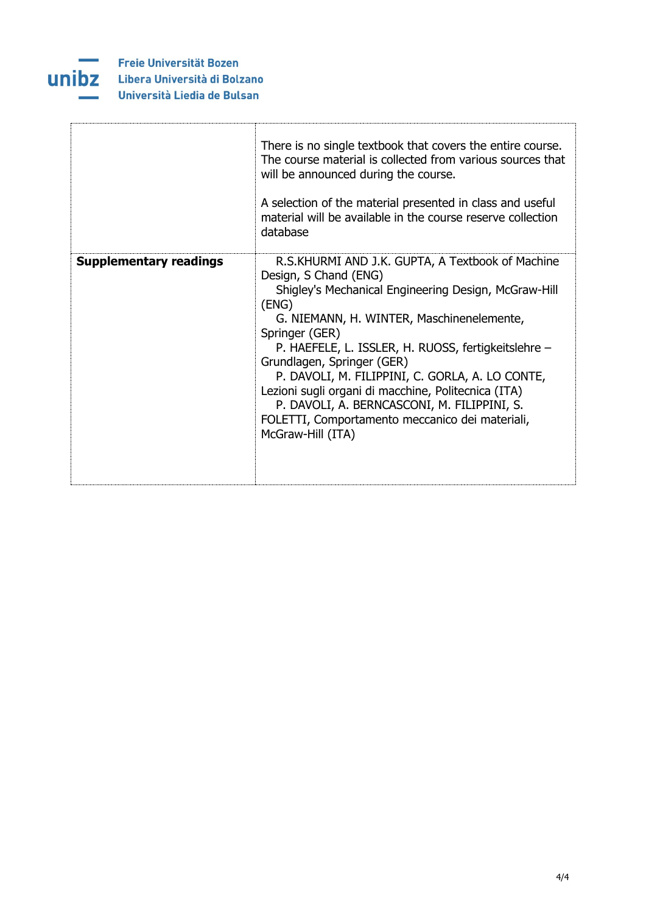Freie Universität Bozen
Libera Università di Bolzano
Università Liedia de Bulsan

| | |
|---|---|
| | There is no single textbook that covers the entire course. The course material is collected from various sources that will be announced during the course.<br><br>A selection of the material presented in class and useful material will be available in the course reserve collection database |
| **Supplementary readings** | R.S.KHURMI AND J.K. GUPTA, A Textbook of Machine Design, S Chand (ENG)<br>Shigley's Mechanical Engineering Design, McGraw-Hill (ENG)<br>G. NIEMANN, H. WINTER, Maschinenelemente, Springer (GER)<br>P. HAEFELE, L. ISSLER, H. RUOSS, fertigkeitslehre – Grundlagen, Springer (GER)<br>P. DAVOLI, M. FILIPPINI, C. GORLA, A. LO CONTE, Lezioni sugli organi di macchine, Politecnica (ITA)<br>P. DAVOLI, A. BERNCASCONI, M. FILIPPINI, S. FOLETTI, Comportamento meccanico dei materiali, McGraw-Hill (ITA) |